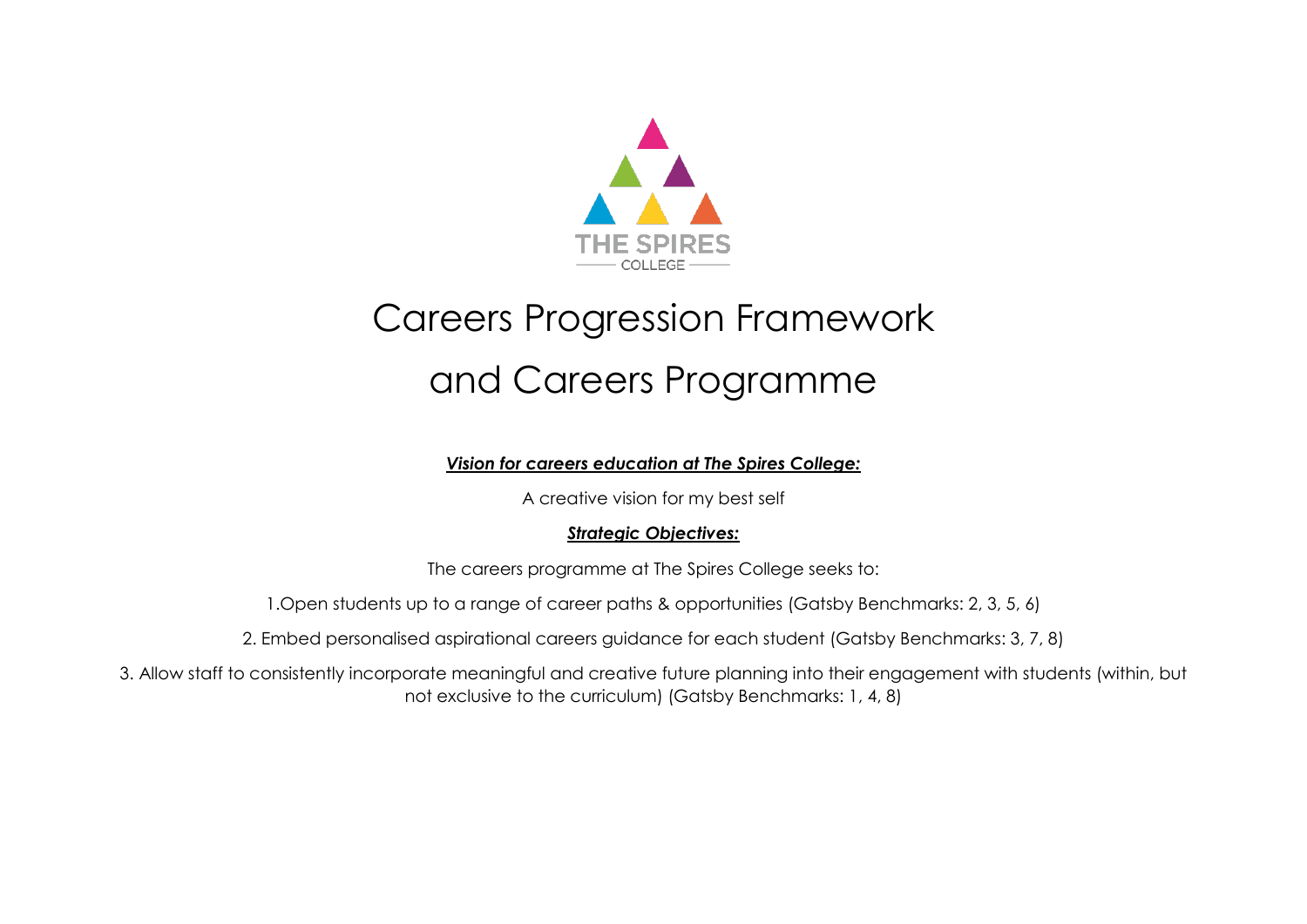THE SPIRES COLLEGE

# Careers Progression Framework and Careers Programme

***Vision for careers education at The Spires College:***

A creative vision for my best self

***Strategic Objectives:***

The careers programme at The Spires College seeks to:

1.Open students up to a range of career paths & opportunities (Gatsby Benchmarks: 2, 3, 5, 6)

2. Embed personalised aspirational careers guidance for each student (Gatsby Benchmarks: 3, 7, 8)

3. Allow staff to consistently incorporate meaningful and creative future planning into their engagement with students (within, but not exclusive to the curriculum) (Gatsby Benchmarks: 1, 4, 8)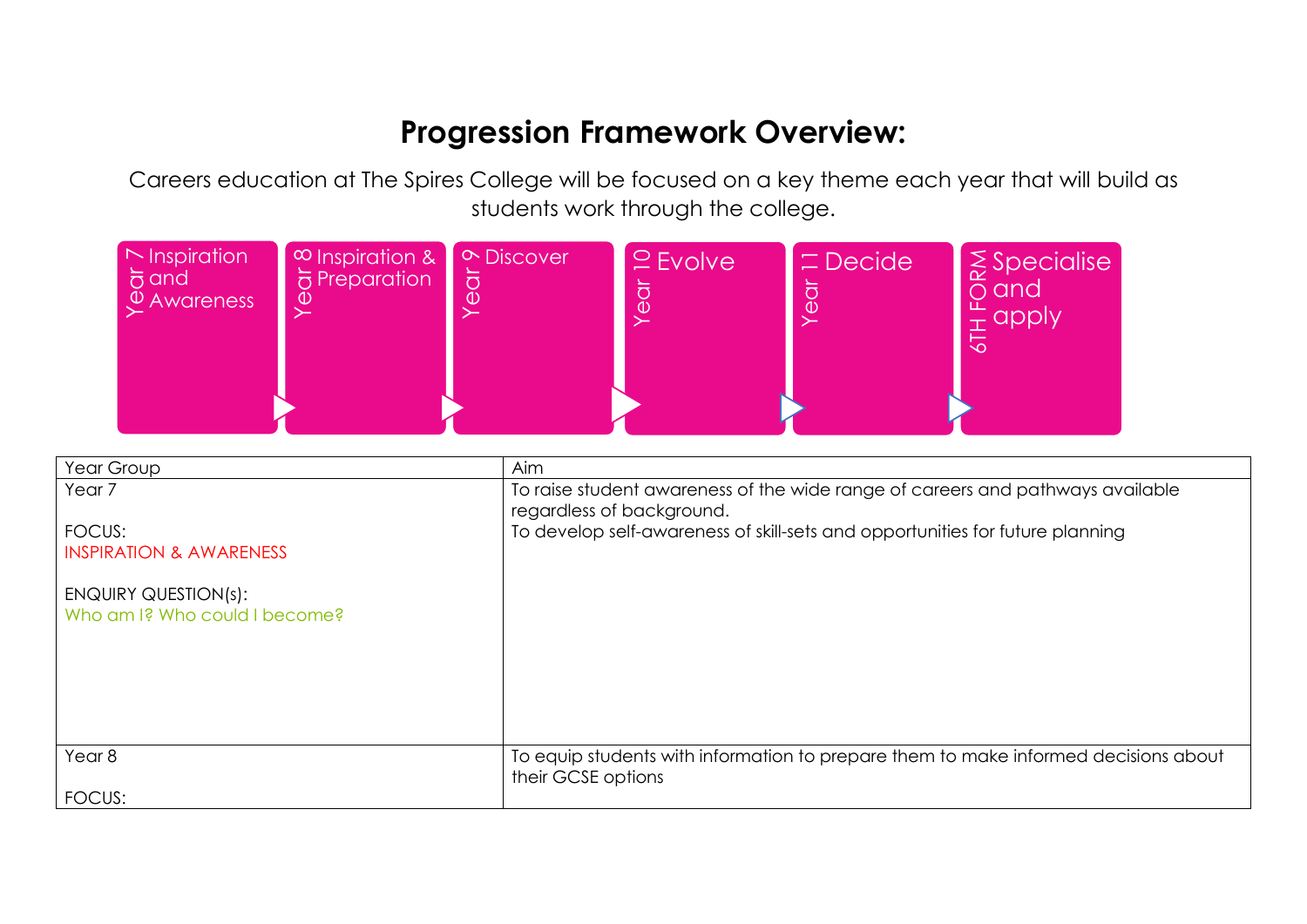# Progression Framework Overview:

Careers education at The Spires College will be focused on a key theme each year that will build as students work through the college.

- Year 7 – Inspiration and Awareness
- Year 8 – Inspiration & Preparation
- Year 9 – Discover
- Year 10 – Evolve
- Year 11 – Decide
- 6TH FORM – Specialise and apply

| Year Group | Aim |
|---|---|
| Year 7<br><br>FOCUS:<br>INSPIRATION & AWARENESS<br><br>ENQUIRY QUESTION(s):<br>Who am I? Who could I become? | To raise student awareness of the wide range of careers and pathways available regardless of background.<br>To develop self-awareness of skill-sets and opportunities for future planning |
| Year 8<br><br>FOCUS: | To equip students with information to prepare them to make informed decisions about their GCSE options |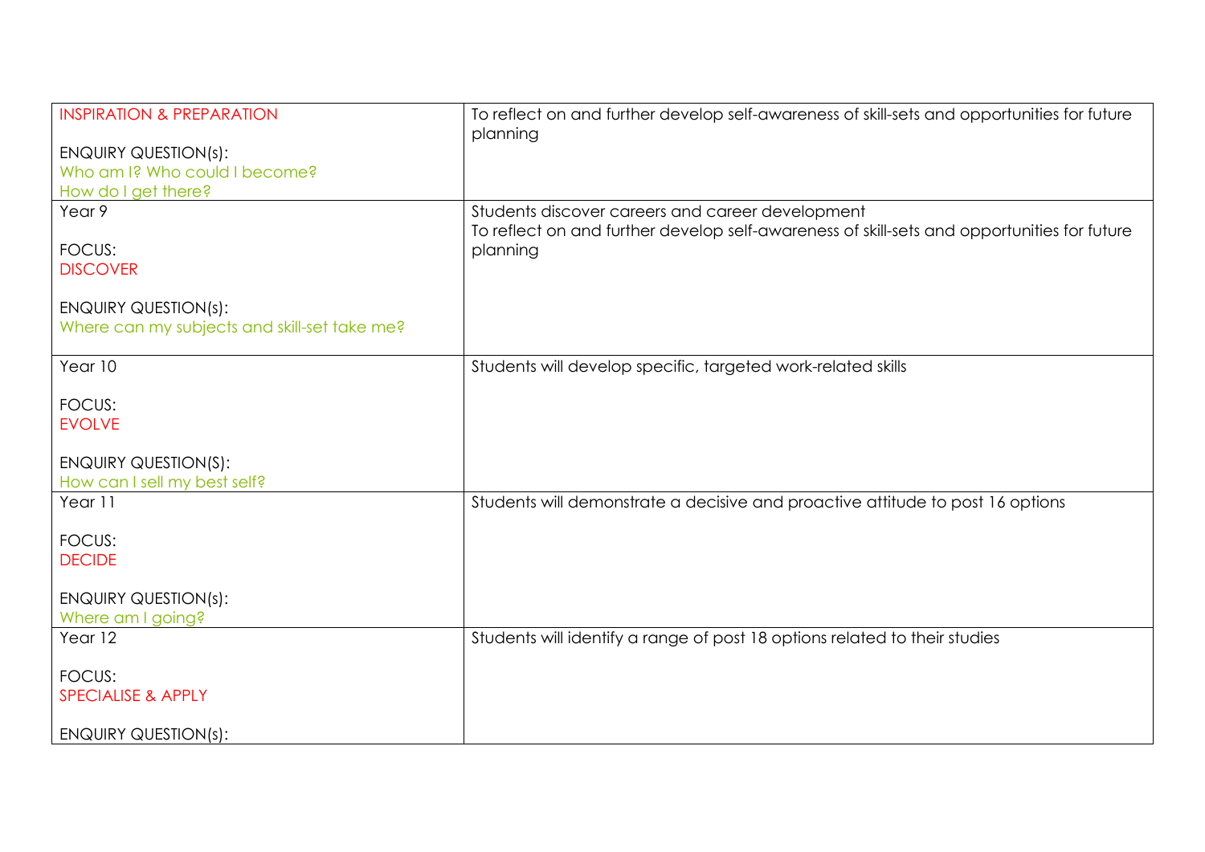| INSPIRATION & PREPARATION<br><br>ENQUIRY QUESTION(s):<br>Who am I? Who could I become?<br>How do I get there? | To reflect on and further develop self-awareness of skill-sets and opportunities for future planning |
|---|---|
| Year 9<br><br>FOCUS:<br>DISCOVER<br><br>ENQUIRY QUESTION(s):<br>Where can my subjects and skill-set take me? | Students discover careers and career development<br>To reflect on and further develop self-awareness of skill-sets and opportunities for future planning |
| Year 10<br><br>FOCUS:<br>EVOLVE<br><br>ENQUIRY QUESTION(S):<br>How can I sell my best self? | Students will develop specific, targeted work-related skills |
| Year 11<br><br>FOCUS:<br>DECIDE<br><br>ENQUIRY QUESTION(s):<br>Where am I going? | Students will demonstrate a decisive and proactive attitude to post 16 options |
| Year 12<br><br>FOCUS:<br>SPECIALISE & APPLY<br><br>ENQUIRY QUESTION(s): | Students will identify a range of post 18 options related to their studies |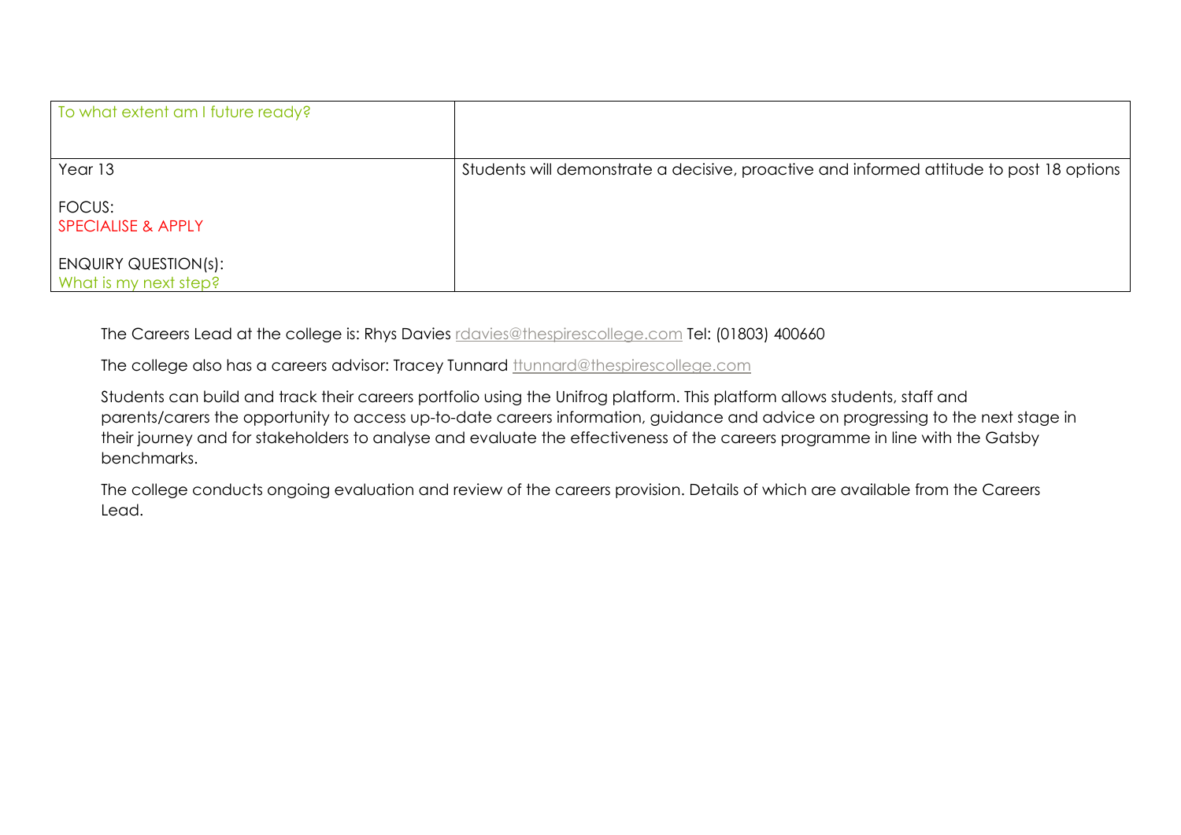| | |
|---|---|
| To what extent am I future ready? | |
| Year 13<br><br>FOCUS:<br>SPECIALISE & APPLY<br><br>ENQUIRY QUESTION(s):<br>What is my next step? | Students will demonstrate a decisive, proactive and informed attitude to post 18 options |

The Careers Lead at the college is: Rhys Davies rdavies@thespirescollege.com Tel: (01803) 400660

The college also has a careers advisor: Tracey Tunnard ttunnard@thespirescollege.com

Students can build and track their careers portfolio using the Unifrog platform. This platform allows students, staff and parents/carers the opportunity to access up-to-date careers information, guidance and advice on progressing to the next stage in their journey and for stakeholders to analyse and evaluate the effectiveness of the careers programme in line with the Gatsby benchmarks.

The college conducts ongoing evaluation and review of the careers provision. Details of which are available from the Careers Lead.